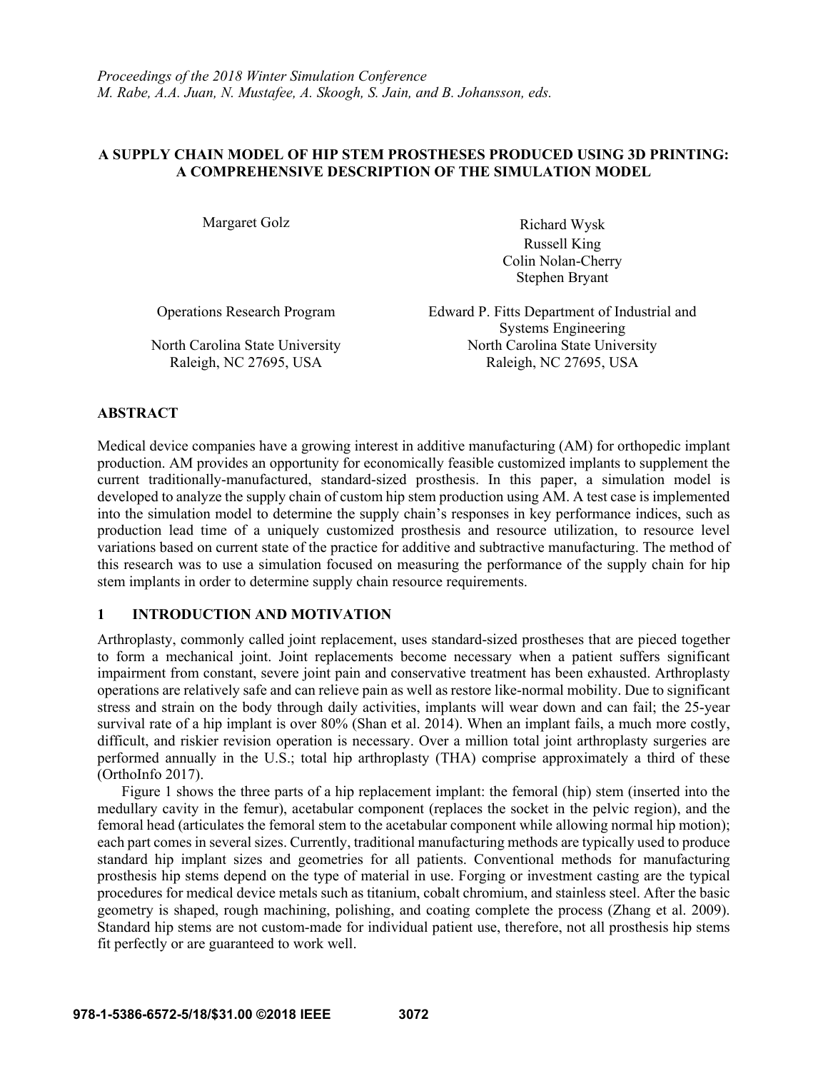*Proceedings of the 2018 Winter Simulation Conference*
*M. Rabe, A.A. Juan, N. Mustafee, A. Skoogh, S. Jain, and B. Johansson, eds.*

# A SUPPLY CHAIN MODEL OF HIP STEM PROSTHESES PRODUCED USING 3D PRINTING: A COMPREHENSIVE DESCRIPTION OF THE SIMULATION MODEL

Margaret Golz

Operations Research Program

North Carolina State University
Raleigh, NC 27695, USA

Richard Wysk
Russell King
Colin Nolan-Cherry
Stephen Bryant

Edward P. Fitts Department of Industrial and Systems Engineering
North Carolina State University
Raleigh, NC 27695, USA

## ABSTRACT

Medical device companies have a growing interest in additive manufacturing (AM) for orthopedic implant production. AM provides an opportunity for economically feasible customized implants to supplement the current traditionally-manufactured, standard-sized prosthesis. In this paper, a simulation model is developed to analyze the supply chain of custom hip stem production using AM. A test case is implemented into the simulation model to determine the supply chain's responses in key performance indices, such as production lead time of a uniquely customized prosthesis and resource utilization, to resource level variations based on current state of the practice for additive and subtractive manufacturing. The method of this research was to use a simulation focused on measuring the performance of the supply chain for hip stem implants in order to determine supply chain resource requirements.

## 1 INTRODUCTION AND MOTIVATION

Arthroplasty, commonly called joint replacement, uses standard-sized prostheses that are pieced together to form a mechanical joint. Joint replacements become necessary when a patient suffers significant impairment from constant, severe joint pain and conservative treatment has been exhausted. Arthroplasty operations are relatively safe and can relieve pain as well as restore like-normal mobility. Due to significant stress and strain on the body through daily activities, implants will wear down and can fail; the 25-year survival rate of a hip implant is over 80% (Shan et al. 2014). When an implant fails, a much more costly, difficult, and riskier revision operation is necessary. Over a million total joint arthroplasty surgeries are performed annually in the U.S.; total hip arthroplasty (THA) comprise approximately a third of these (OrthoInfo 2017).

Figure 1 shows the three parts of a hip replacement implant: the femoral (hip) stem (inserted into the medullary cavity in the femur), acetabular component (replaces the socket in the pelvic region), and the femoral head (articulates the femoral stem to the acetabular component while allowing normal hip motion); each part comes in several sizes. Currently, traditional manufacturing methods are typically used to produce standard hip implant sizes and geometries for all patients. Conventional methods for manufacturing prosthesis hip stems depend on the type of material in use. Forging or investment casting are the typical procedures for medical device metals such as titanium, cobalt chromium, and stainless steel. After the basic geometry is shaped, rough machining, polishing, and coating complete the process (Zhang et al. 2009). Standard hip stems are not custom-made for individual patient use, therefore, not all prosthesis hip stems fit perfectly or are guaranteed to work well.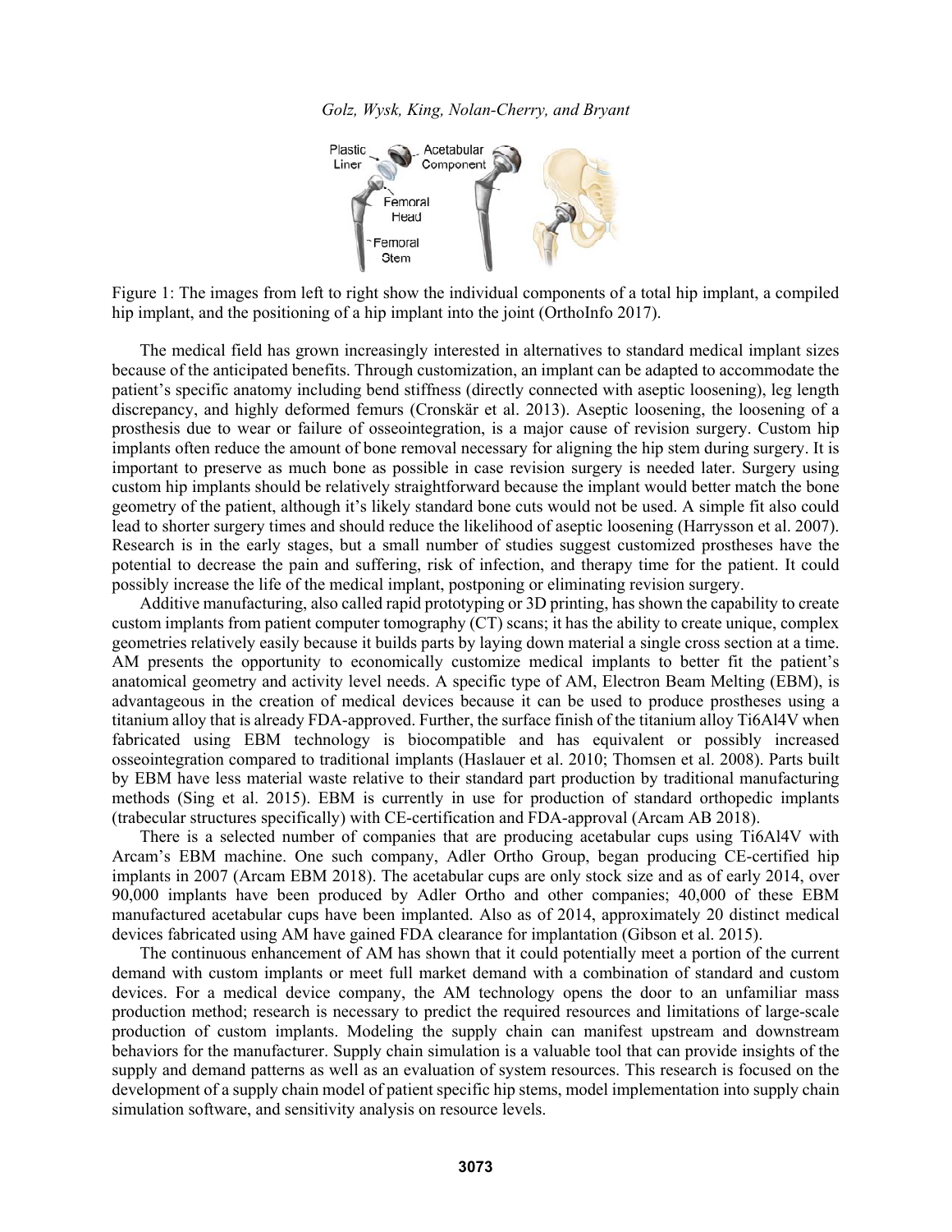Figure 1: The images from left to right show the individual components of a total hip implant, a compiled hip implant, and the positioning of a hip implant into the joint (OrthoInfo 2017).

The medical field has grown increasingly interested in alternatives to standard medical implant sizes because of the anticipated benefits. Through customization, an implant can be adapted to accommodate the patient's specific anatomy including bend stiffness (directly connected with aseptic loosening), leg length discrepancy, and highly deformed femurs (Cronskär et al. 2013). Aseptic loosening, the loosening of a prosthesis due to wear or failure of osseointegration, is a major cause of revision surgery. Custom hip implants often reduce the amount of bone removal necessary for aligning the hip stem during surgery. It is important to preserve as much bone as possible in case revision surgery is needed later. Surgery using custom hip implants should be relatively straightforward because the implant would better match the bone geometry of the patient, although it's likely standard bone cuts would not be used. A simple fit also could lead to shorter surgery times and should reduce the likelihood of aseptic loosening (Harrysson et al. 2007). Research is in the early stages, but a small number of studies suggest customized prostheses have the potential to decrease the pain and suffering, risk of infection, and therapy time for the patient. It could possibly increase the life of the medical implant, postponing or eliminating revision surgery.

Additive manufacturing, also called rapid prototyping or 3D printing, has shown the capability to create custom implants from patient computer tomography (CT) scans; it has the ability to create unique, complex geometries relatively easily because it builds parts by laying down material a single cross section at a time. AM presents the opportunity to economically customize medical implants to better fit the patient's anatomical geometry and activity level needs. A specific type of AM, Electron Beam Melting (EBM), is advantageous in the creation of medical devices because it can be used to produce prostheses using a titanium alloy that is already FDA-approved. Further, the surface finish of the titanium alloy Ti6Al4V when fabricated using EBM technology is biocompatible and has equivalent or possibly increased osseointegration compared to traditional implants (Haslauer et al. 2010; Thomsen et al. 2008). Parts built by EBM have less material waste relative to their standard part production by traditional manufacturing methods (Sing et al. 2015). EBM is currently in use for production of standard orthopedic implants (trabecular structures specifically) with CE-certification and FDA-approval (Arcam AB 2018).

There is a selected number of companies that are producing acetabular cups using Ti6Al4V with Arcam's EBM machine. One such company, Adler Ortho Group, began producing CE-certified hip implants in 2007 (Arcam EBM 2018). The acetabular cups are only stock size and as of early 2014, over 90,000 implants have been produced by Adler Ortho and other companies; 40,000 of these EBM manufactured acetabular cups have been implanted. Also as of 2014, approximately 20 distinct medical devices fabricated using AM have gained FDA clearance for implantation (Gibson et al. 2015).

The continuous enhancement of AM has shown that it could potentially meet a portion of the current demand with custom implants or meet full market demand with a combination of standard and custom devices. For a medical device company, the AM technology opens the door to an unfamiliar mass production method; research is necessary to predict the required resources and limitations of large-scale production of custom implants. Modeling the supply chain can manifest upstream and downstream behaviors for the manufacturer. Supply chain simulation is a valuable tool that can provide insights of the supply and demand patterns as well as an evaluation of system resources. This research is focused on the development of a supply chain model of patient specific hip stems, model implementation into supply chain simulation software, and sensitivity analysis on resource levels.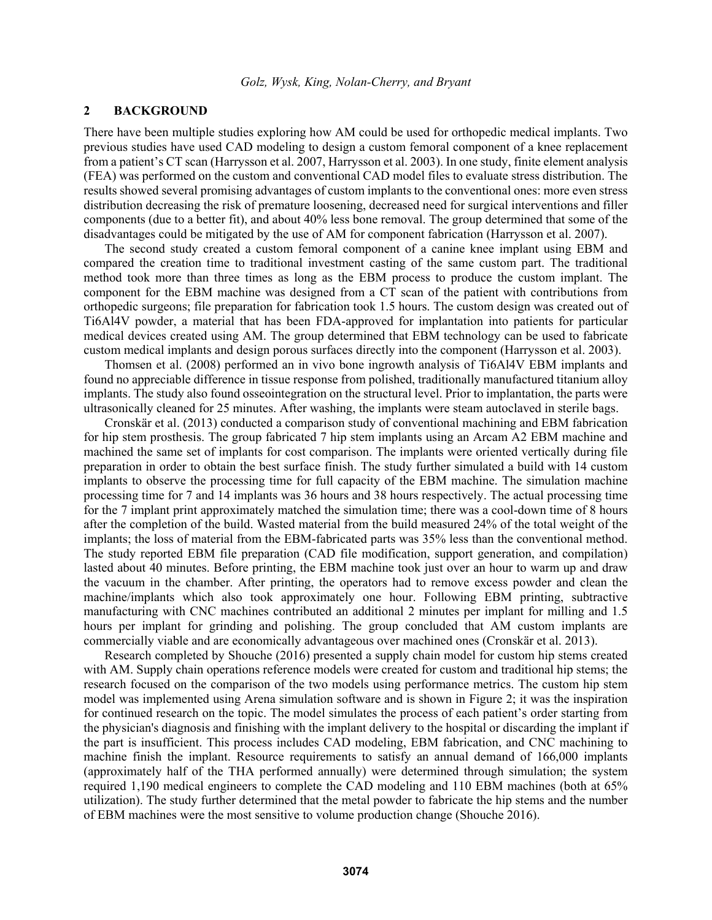## 2 BACKGROUND

There have been multiple studies exploring how AM could be used for orthopedic medical implants. Two previous studies have used CAD modeling to design a custom femoral component of a knee replacement from a patient's CT scan (Harrysson et al. 2007, Harrysson et al. 2003). In one study, finite element analysis (FEA) was performed on the custom and conventional CAD model files to evaluate stress distribution. The results showed several promising advantages of custom implants to the conventional ones: more even stress distribution decreasing the risk of premature loosening, decreased need for surgical interventions and filler components (due to a better fit), and about 40% less bone removal. The group determined that some of the disadvantages could be mitigated by the use of AM for component fabrication (Harrysson et al. 2007).

The second study created a custom femoral component of a canine knee implant using EBM and compared the creation time to traditional investment casting of the same custom part. The traditional method took more than three times as long as the EBM process to produce the custom implant. The component for the EBM machine was designed from a CT scan of the patient with contributions from orthopedic surgeons; file preparation for fabrication took 1.5 hours. The custom design was created out of Ti6Al4V powder, a material that has been FDA-approved for implantation into patients for particular medical devices created using AM. The group determined that EBM technology can be used to fabricate custom medical implants and design porous surfaces directly into the component (Harrysson et al. 2003).

Thomsen et al. (2008) performed an in vivo bone ingrowth analysis of Ti6Al4V EBM implants and found no appreciable difference in tissue response from polished, traditionally manufactured titanium alloy implants. The study also found osseointegration on the structural level. Prior to implantation, the parts were ultrasonically cleaned for 25 minutes. After washing, the implants were steam autoclaved in sterile bags.

Cronskär et al. (2013) conducted a comparison study of conventional machining and EBM fabrication for hip stem prosthesis. The group fabricated 7 hip stem implants using an Arcam A2 EBM machine and machined the same set of implants for cost comparison. The implants were oriented vertically during file preparation in order to obtain the best surface finish. The study further simulated a build with 14 custom implants to observe the processing time for full capacity of the EBM machine. The simulation machine processing time for 7 and 14 implants was 36 hours and 38 hours respectively. The actual processing time for the 7 implant print approximately matched the simulation time; there was a cool-down time of 8 hours after the completion of the build. Wasted material from the build measured 24% of the total weight of the implants; the loss of material from the EBM-fabricated parts was 35% less than the conventional method. The study reported EBM file preparation (CAD file modification, support generation, and compilation) lasted about 40 minutes. Before printing, the EBM machine took just over an hour to warm up and draw the vacuum in the chamber. After printing, the operators had to remove excess powder and clean the machine/implants which also took approximately one hour. Following EBM printing, subtractive manufacturing with CNC machines contributed an additional 2 minutes per implant for milling and 1.5 hours per implant for grinding and polishing. The group concluded that AM custom implants are commercially viable and are economically advantageous over machined ones (Cronskär et al. 2013).

Research completed by Shouche (2016) presented a supply chain model for custom hip stems created with AM. Supply chain operations reference models were created for custom and traditional hip stems; the research focused on the comparison of the two models using performance metrics. The custom hip stem model was implemented using Arena simulation software and is shown in Figure 2; it was the inspiration for continued research on the topic. The model simulates the process of each patient's order starting from the physician's diagnosis and finishing with the implant delivery to the hospital or discarding the implant if the part is insufficient. This process includes CAD modeling, EBM fabrication, and CNC machining to machine finish the implant. Resource requirements to satisfy an annual demand of 166,000 implants (approximately half of the THA performed annually) were determined through simulation; the system required 1,190 medical engineers to complete the CAD modeling and 110 EBM machines (both at 65% utilization). The study further determined that the metal powder to fabricate the hip stems and the number of EBM machines were the most sensitive to volume production change (Shouche 2016).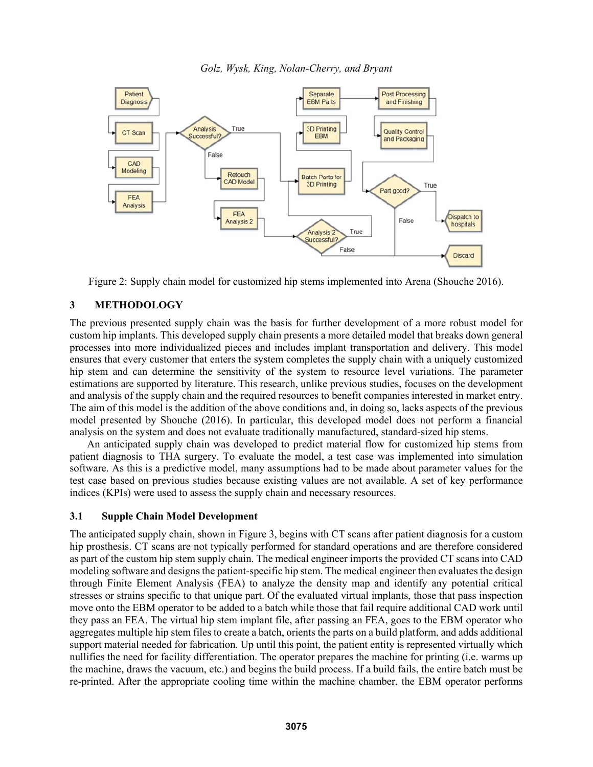Figure 2: Supply chain model for customized hip stems implemented into Arena (Shouche 2016).

## 3 METHODOLOGY

The previous presented supply chain was the basis for further development of a more robust model for custom hip implants. This developed supply chain presents a more detailed model that breaks down general processes into more individualized pieces and includes implant transportation and delivery. This model ensures that every customer that enters the system completes the supply chain with a uniquely customized hip stem and can determine the sensitivity of the system to resource level variations. The parameter estimations are supported by literature. This research, unlike previous studies, focuses on the development and analysis of the supply chain and the required resources to benefit companies interested in market entry. The aim of this model is the addition of the above conditions and, in doing so, lacks aspects of the previous model presented by Shouche (2016). In particular, this developed model does not perform a financial analysis on the system and does not evaluate traditionally manufactured, standard-sized hip stems.

An anticipated supply chain was developed to predict material flow for customized hip stems from patient diagnosis to THA surgery. To evaluate the model, a test case was implemented into simulation software. As this is a predictive model, many assumptions had to be made about parameter values for the test case based on previous studies because existing values are not available. A set of key performance indices (KPIs) were used to assess the supply chain and necessary resources.

### 3.1 Supple Chain Model Development

The anticipated supply chain, shown in Figure 3, begins with CT scans after patient diagnosis for a custom hip prosthesis. CT scans are not typically performed for standard operations and are therefore considered as part of the custom hip stem supply chain. The medical engineer imports the provided CT scans into CAD modeling software and designs the patient-specific hip stem. The medical engineer then evaluates the design through Finite Element Analysis (FEA) to analyze the density map and identify any potential critical stresses or strains specific to that unique part. Of the evaluated virtual implants, those that pass inspection move onto the EBM operator to be added to a batch while those that fail require additional CAD work until they pass an FEA. The virtual hip stem implant file, after passing an FEA, goes to the EBM operator who aggregates multiple hip stem files to create a batch, orients the parts on a build platform, and adds additional support material needed for fabrication. Up until this point, the patient entity is represented virtually which nullifies the need for facility differentiation. The operator prepares the machine for printing (i.e. warms up the machine, draws the vacuum, etc.) and begins the build process. If a build fails, the entire batch must be re-printed. After the appropriate cooling time within the machine chamber, the EBM operator performs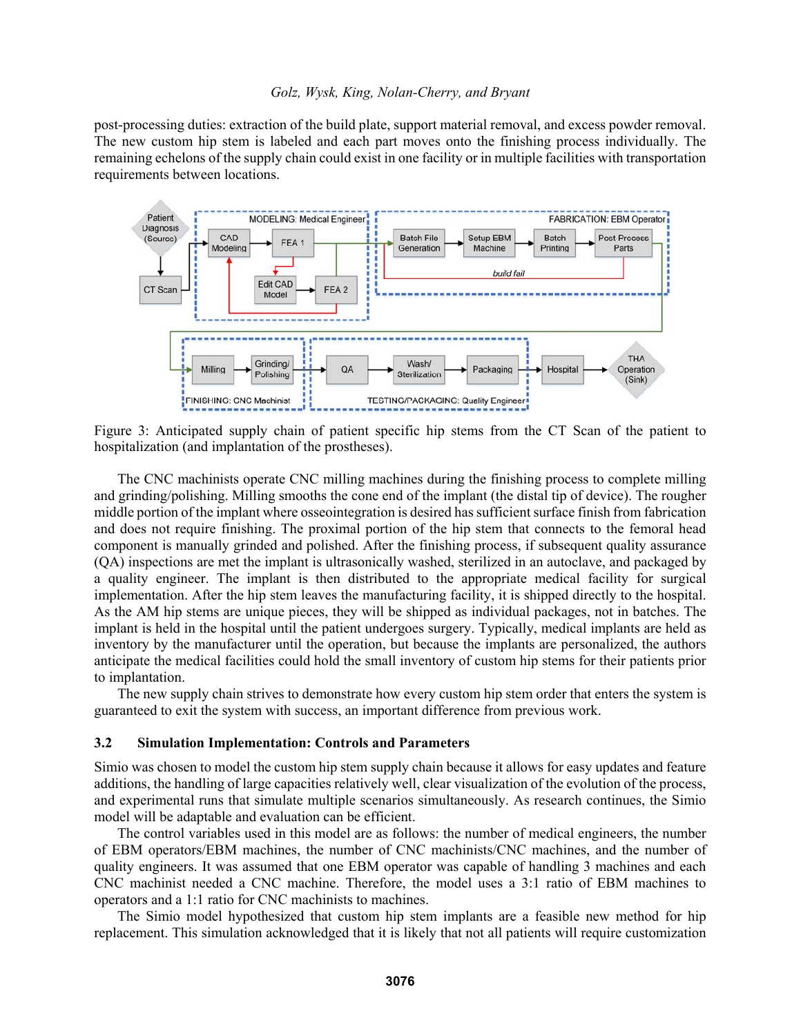post-processing duties: extraction of the build plate, support material removal, and excess powder removal. The new custom hip stem is labeled and each part moves onto the finishing process individually. The remaining echelons of the supply chain could exist in one facility or in multiple facilities with transportation requirements between locations.

Figure 3: Anticipated supply chain of patient specific hip stems from the CT Scan of the patient to hospitalization (and implantation of the prostheses).

The CNC machinists operate CNC milling machines during the finishing process to complete milling and grinding/polishing. Milling smooths the cone end of the implant (the distal tip of device). The rougher middle portion of the implant where osseointegration is desired has sufficient surface finish from fabrication and does not require finishing. The proximal portion of the hip stem that connects to the femoral head component is manually grinded and polished. After the finishing process, if subsequent quality assurance (QA) inspections are met the implant is ultrasonically washed, sterilized in an autoclave, and packaged by a quality engineer. The implant is then distributed to the appropriate medical facility for surgical implementation. After the hip stem leaves the manufacturing facility, it is shipped directly to the hospital. As the AM hip stems are unique pieces, they will be shipped as individual packages, not in batches. The implant is held in the hospital until the patient undergoes surgery. Typically, medical implants are held as inventory by the manufacturer until the operation, but because the implants are personalized, the authors anticipate the medical facilities could hold the small inventory of custom hip stems for their patients prior to implantation.

The new supply chain strives to demonstrate how every custom hip stem order that enters the system is guaranteed to exit the system with success, an important difference from previous work.

### 3.2 Simulation Implementation: Controls and Parameters

Simio was chosen to model the custom hip stem supply chain because it allows for easy updates and feature additions, the handling of large capacities relatively well, clear visualization of the evolution of the process, and experimental runs that simulate multiple scenarios simultaneously. As research continues, the Simio model will be adaptable and evaluation can be efficient.

The control variables used in this model are as follows: the number of medical engineers, the number of EBM operators/EBM machines, the number of CNC machinists/CNC machines, and the number of quality engineers. It was assumed that one EBM operator was capable of handling 3 machines and each CNC machinist needed a CNC machine. Therefore, the model uses a 3:1 ratio of EBM machines to operators and a 1:1 ratio for CNC machinists to machines.

The Simio model hypothesized that custom hip stem implants are a feasible new method for hip replacement. This simulation acknowledged that it is likely that not all patients will require customization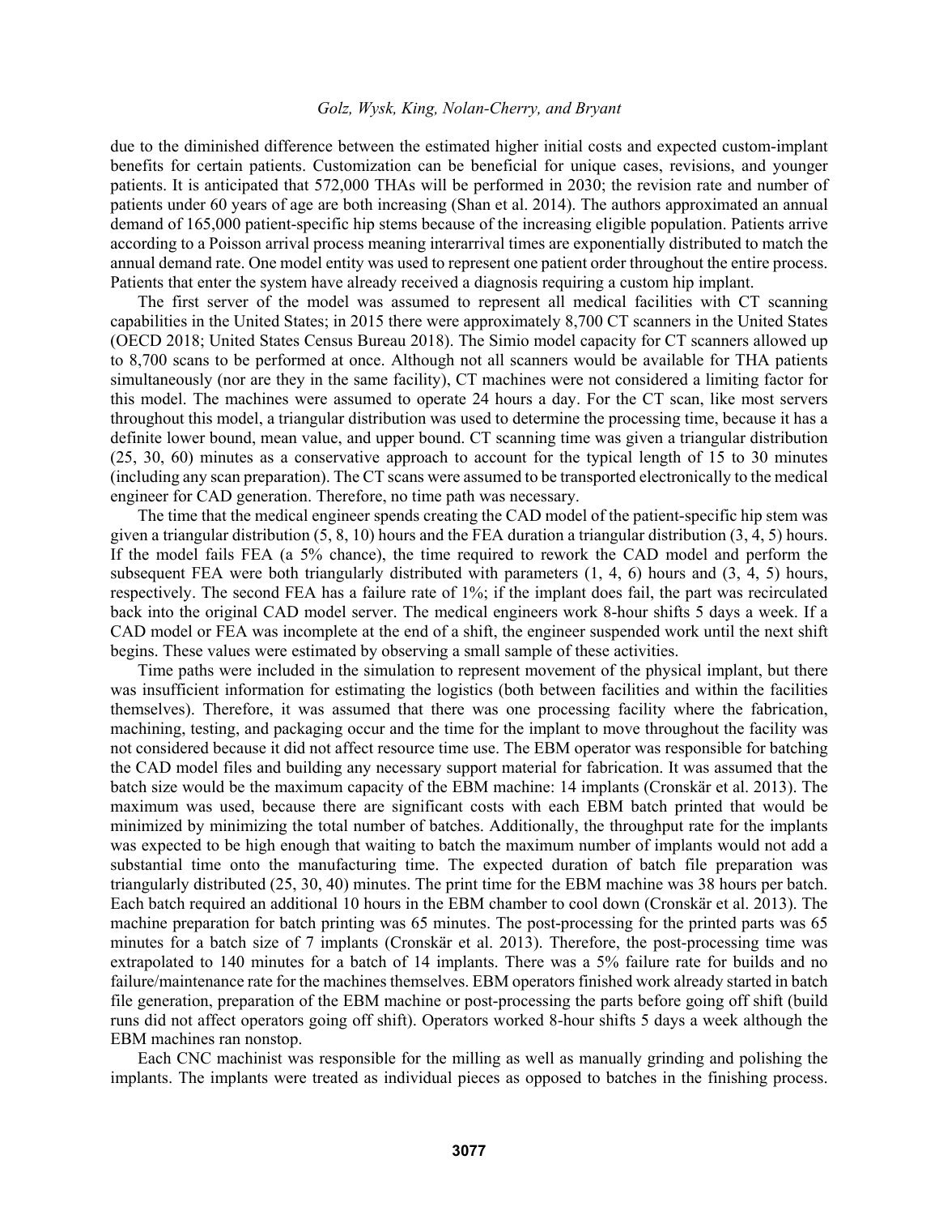due to the diminished difference between the estimated higher initial costs and expected custom-implant benefits for certain patients. Customization can be beneficial for unique cases, revisions, and younger patients. It is anticipated that 572,000 THAs will be performed in 2030; the revision rate and number of patients under 60 years of age are both increasing (Shan et al. 2014). The authors approximated an annual demand of 165,000 patient-specific hip stems because of the increasing eligible population. Patients arrive according to a Poisson arrival process meaning interarrival times are exponentially distributed to match the annual demand rate. One model entity was used to represent one patient order throughout the entire process. Patients that enter the system have already received a diagnosis requiring a custom hip implant.

The first server of the model was assumed to represent all medical facilities with CT scanning capabilities in the United States; in 2015 there were approximately 8,700 CT scanners in the United States (OECD 2018; United States Census Bureau 2018). The Simio model capacity for CT scanners allowed up to 8,700 scans to be performed at once. Although not all scanners would be available for THA patients simultaneously (nor are they in the same facility), CT machines were not considered a limiting factor for this model. The machines were assumed to operate 24 hours a day. For the CT scan, like most servers throughout this model, a triangular distribution was used to determine the processing time, because it has a definite lower bound, mean value, and upper bound. CT scanning time was given a triangular distribution (25, 30, 60) minutes as a conservative approach to account for the typical length of 15 to 30 minutes (including any scan preparation). The CT scans were assumed to be transported electronically to the medical engineer for CAD generation. Therefore, no time path was necessary.

The time that the medical engineer spends creating the CAD model of the patient-specific hip stem was given a triangular distribution (5, 8, 10) hours and the FEA duration a triangular distribution (3, 4, 5) hours. If the model fails FEA (a 5% chance), the time required to rework the CAD model and perform the subsequent FEA were both triangularly distributed with parameters (1, 4, 6) hours and (3, 4, 5) hours, respectively. The second FEA has a failure rate of 1%; if the implant does fail, the part was recirculated back into the original CAD model server. The medical engineers work 8-hour shifts 5 days a week. If a CAD model or FEA was incomplete at the end of a shift, the engineer suspended work until the next shift begins. These values were estimated by observing a small sample of these activities.

Time paths were included in the simulation to represent movement of the physical implant, but there was insufficient information for estimating the logistics (both between facilities and within the facilities themselves). Therefore, it was assumed that there was one processing facility where the fabrication, machining, testing, and packaging occur and the time for the implant to move throughout the facility was not considered because it did not affect resource time use. The EBM operator was responsible for batching the CAD model files and building any necessary support material for fabrication. It was assumed that the batch size would be the maximum capacity of the EBM machine: 14 implants (Cronskär et al. 2013). The maximum was used, because there are significant costs with each EBM batch printed that would be minimized by minimizing the total number of batches. Additionally, the throughput rate for the implants was expected to be high enough that waiting to batch the maximum number of implants would not add a substantial time onto the manufacturing time. The expected duration of batch file preparation was triangularly distributed (25, 30, 40) minutes. The print time for the EBM machine was 38 hours per batch. Each batch required an additional 10 hours in the EBM chamber to cool down (Cronskär et al. 2013). The machine preparation for batch printing was 65 minutes. The post-processing for the printed parts was 65 minutes for a batch size of 7 implants (Cronskär et al. 2013). Therefore, the post-processing time was extrapolated to 140 minutes for a batch of 14 implants. There was a 5% failure rate for builds and no failure/maintenance rate for the machines themselves. EBM operators finished work already started in batch file generation, preparation of the EBM machine or post-processing the parts before going off shift (build runs did not affect operators going off shift). Operators worked 8-hour shifts 5 days a week although the EBM machines ran nonstop.

Each CNC machinist was responsible for the milling as well as manually grinding and polishing the implants. The implants were treated as individual pieces as opposed to batches in the finishing process.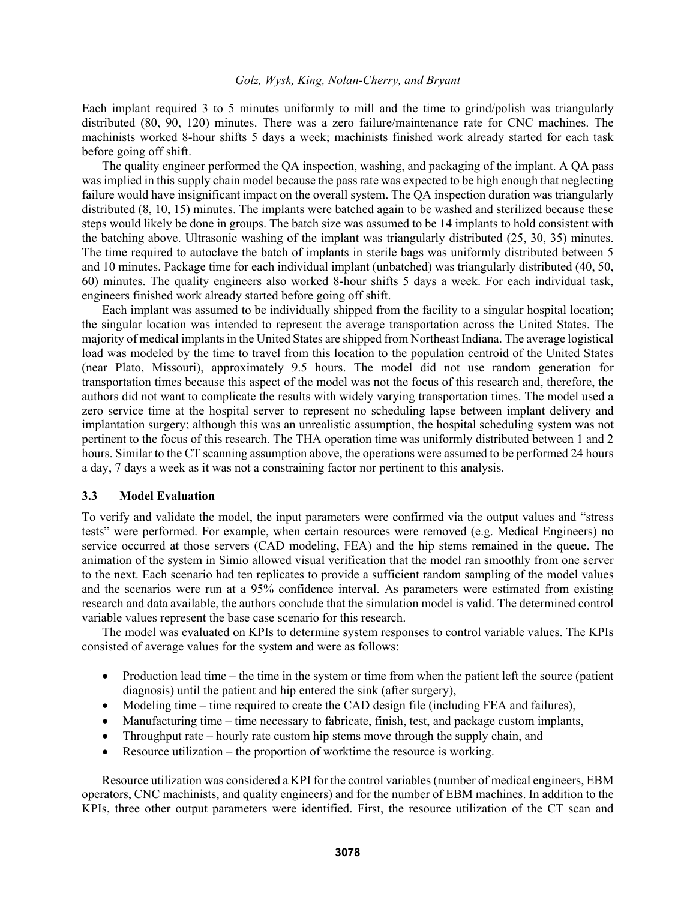Each implant required 3 to 5 minutes uniformly to mill and the time to grind/polish was triangularly distributed (80, 90, 120) minutes. There was a zero failure/maintenance rate for CNC machines. The machinists worked 8-hour shifts 5 days a week; machinists finished work already started for each task before going off shift.

The quality engineer performed the QA inspection, washing, and packaging of the implant. A QA pass was implied in this supply chain model because the pass rate was expected to be high enough that neglecting failure would have insignificant impact on the overall system. The QA inspection duration was triangularly distributed (8, 10, 15) minutes. The implants were batched again to be washed and sterilized because these steps would likely be done in groups. The batch size was assumed to be 14 implants to hold consistent with the batching above. Ultrasonic washing of the implant was triangularly distributed (25, 30, 35) minutes. The time required to autoclave the batch of implants in sterile bags was uniformly distributed between 5 and 10 minutes. Package time for each individual implant (unbatched) was triangularly distributed (40, 50, 60) minutes. The quality engineers also worked 8-hour shifts 5 days a week. For each individual task, engineers finished work already started before going off shift.

Each implant was assumed to be individually shipped from the facility to a singular hospital location; the singular location was intended to represent the average transportation across the United States. The majority of medical implants in the United States are shipped from Northeast Indiana. The average logistical load was modeled by the time to travel from this location to the population centroid of the United States (near Plato, Missouri), approximately 9.5 hours. The model did not use random generation for transportation times because this aspect of the model was not the focus of this research and, therefore, the authors did not want to complicate the results with widely varying transportation times. The model used a zero service time at the hospital server to represent no scheduling lapse between implant delivery and implantation surgery; although this was an unrealistic assumption, the hospital scheduling system was not pertinent to the focus of this research. The THA operation time was uniformly distributed between 1 and 2 hours. Similar to the CT scanning assumption above, the operations were assumed to be performed 24 hours a day, 7 days a week as it was not a constraining factor nor pertinent to this analysis.

### 3.3 Model Evaluation

To verify and validate the model, the input parameters were confirmed via the output values and "stress tests" were performed. For example, when certain resources were removed (e.g. Medical Engineers) no service occurred at those servers (CAD modeling, FEA) and the hip stems remained in the queue. The animation of the system in Simio allowed visual verification that the model ran smoothly from one server to the next. Each scenario had ten replicates to provide a sufficient random sampling of the model values and the scenarios were run at a 95% confidence interval. As parameters were estimated from existing research and data available, the authors conclude that the simulation model is valid. The determined control variable values represent the base case scenario for this research.

The model was evaluated on KPIs to determine system responses to control variable values. The KPIs consisted of average values for the system and were as follows:

- Production lead time – the time in the system or time from when the patient left the source (patient diagnosis) until the patient and hip entered the sink (after surgery),
- Modeling time – time required to create the CAD design file (including FEA and failures),
- Manufacturing time – time necessary to fabricate, finish, test, and package custom implants,
- Throughput rate – hourly rate custom hip stems move through the supply chain, and
- Resource utilization – the proportion of worktime the resource is working.

Resource utilization was considered a KPI for the control variables (number of medical engineers, EBM operators, CNC machinists, and quality engineers) and for the number of EBM machines. In addition to the KPIs, three other output parameters were identified. First, the resource utilization of the CT scan and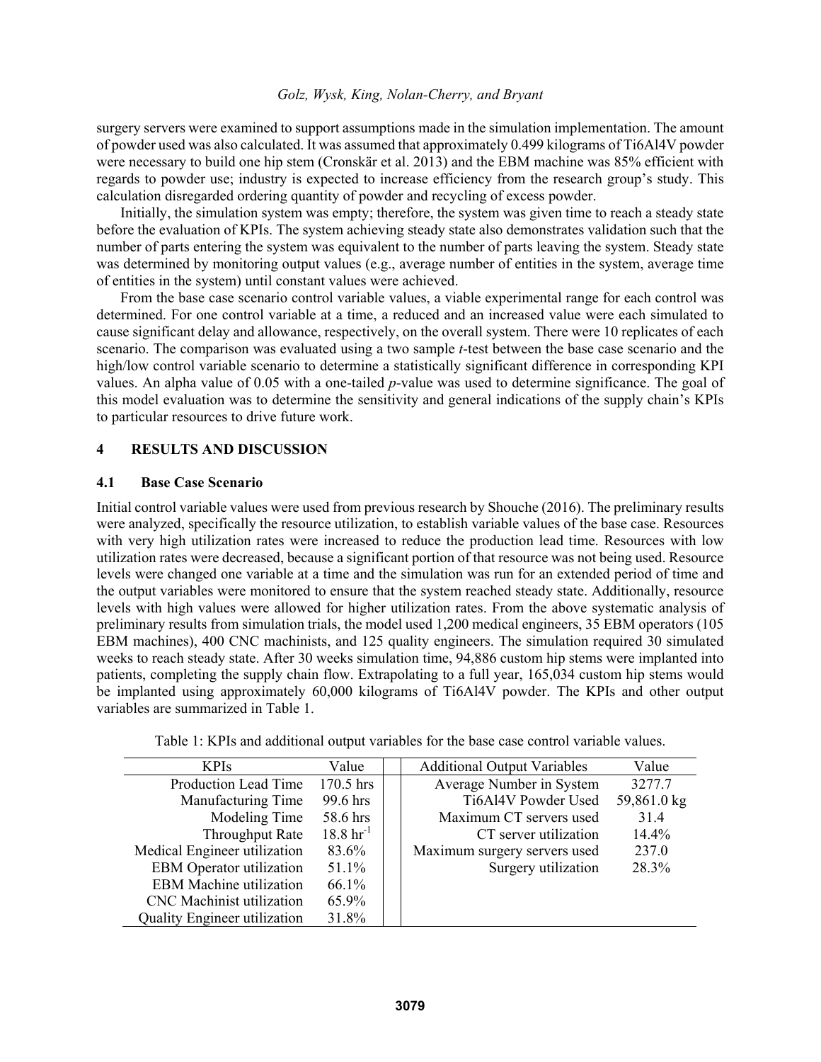surgery servers were examined to support assumptions made in the simulation implementation. The amount of powder used was also calculated. It was assumed that approximately 0.499 kilograms of Ti6Al4V powder were necessary to build one hip stem (Cronskär et al. 2013) and the EBM machine was 85% efficient with regards to powder use; industry is expected to increase efficiency from the research group's study. This calculation disregarded ordering quantity of powder and recycling of excess powder.

Initially, the simulation system was empty; therefore, the system was given time to reach a steady state before the evaluation of KPIs. The system achieving steady state also demonstrates validation such that the number of parts entering the system was equivalent to the number of parts leaving the system. Steady state was determined by monitoring output values (e.g., average number of entities in the system, average time of entities in the system) until constant values were achieved.

From the base case scenario control variable values, a viable experimental range for each control was determined. For one control variable at a time, a reduced and an increased value were each simulated to cause significant delay and allowance, respectively, on the overall system. There were 10 replicates of each scenario. The comparison was evaluated using a two sample *t*-test between the base case scenario and the high/low control variable scenario to determine a statistically significant difference in corresponding KPI values. An alpha value of 0.05 with a one-tailed *p*-value was used to determine significance. The goal of this model evaluation was to determine the sensitivity and general indications of the supply chain's KPIs to particular resources to drive future work.

## 4 RESULTS AND DISCUSSION

### 4.1 Base Case Scenario

Initial control variable values were used from previous research by Shouche (2016). The preliminary results were analyzed, specifically the resource utilization, to establish variable values of the base case. Resources with very high utilization rates were increased to reduce the production lead time. Resources with low utilization rates were decreased, because a significant portion of that resource was not being used. Resource levels were changed one variable at a time and the simulation was run for an extended period of time and the output variables were monitored to ensure that the system reached steady state. Additionally, resource levels with high values were allowed for higher utilization rates. From the above systematic analysis of preliminary results from simulation trials, the model used 1,200 medical engineers, 35 EBM operators (105 EBM machines), 400 CNC machinists, and 125 quality engineers. The simulation required 30 simulated weeks to reach steady state. After 30 weeks simulation time, 94,886 custom hip stems were implanted into patients, completing the supply chain flow. Extrapolating to a full year, 165,034 custom hip stems would be implanted using approximately 60,000 kilograms of Ti6Al4V powder. The KPIs and other output variables are summarized in Table 1.

Table 1: KPIs and additional output variables for the base case control variable values.

| KPIs | Value | Additional Output Variables | Value |
|---|---|---|---|
| Production Lead Time | 170.5 hrs | Average Number in System | 3277.7 |
| Manufacturing Time | 99.6 hrs | Ti6Al4V Powder Used | 59,861.0 kg |
| Modeling Time | 58.6 hrs | Maximum CT servers used | 31.4 |
| Throughput Rate | 18.8 $hr^{-1}$ | CT server utilization | 14.4% |
| Medical Engineer utilization | 83.6% | Maximum surgery servers used | 237.0 |
| EBM Operator utilization | 51.1% | Surgery utilization | 28.3% |
| EBM Machine utilization | 66.1% | | |
| CNC Machinist utilization | 65.9% | | |
| Quality Engineer utilization | 31.8% | | |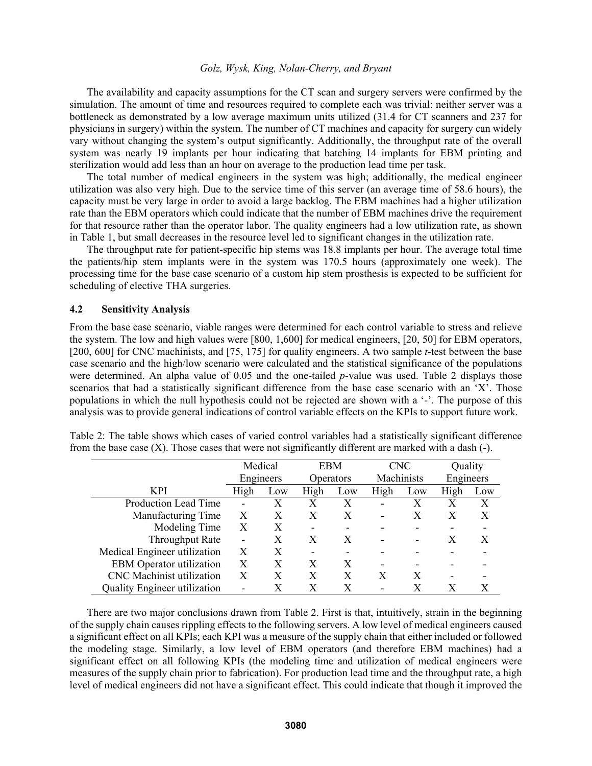The availability and capacity assumptions for the CT scan and surgery servers were confirmed by the simulation. The amount of time and resources required to complete each was trivial: neither server was a bottleneck as demonstrated by a low average maximum units utilized (31.4 for CT scanners and 237 for physicians in surgery) within the system. The number of CT machines and capacity for surgery can widely vary without changing the system's output significantly. Additionally, the throughput rate of the overall system was nearly 19 implants per hour indicating that batching 14 implants for EBM printing and sterilization would add less than an hour on average to the production lead time per task.

The total number of medical engineers in the system was high; additionally, the medical engineer utilization was also very high. Due to the service time of this server (an average time of 58.6 hours), the capacity must be very large in order to avoid a large backlog. The EBM machines had a higher utilization rate than the EBM operators which could indicate that the number of EBM machines drive the requirement for that resource rather than the operator labor. The quality engineers had a low utilization rate, as shown in Table 1, but small decreases in the resource level led to significant changes in the utilization rate.

The throughput rate for patient-specific hip stems was 18.8 implants per hour. The average total time the patients/hip stem implants were in the system was 170.5 hours (approximately one week). The processing time for the base case scenario of a custom hip stem prosthesis is expected to be sufficient for scheduling of elective THA surgeries.

### 4.2 Sensitivity Analysis

From the base case scenario, viable ranges were determined for each control variable to stress and relieve the system. The low and high values were [800, 1,600] for medical engineers, [20, 50] for EBM operators, [200, 600] for CNC machinists, and [75, 175] for quality engineers. A two sample *t*-test between the base case scenario and the high/low scenario were calculated and the statistical significance of the populations were determined. An alpha value of 0.05 and the one-tailed *p*-value was used. Table 2 displays those scenarios that had a statistically significant difference from the base case scenario with an 'X'. Those populations in which the null hypothesis could not be rejected are shown with a '-'. The purpose of this analysis was to provide general indications of control variable effects on the KPIs to support future work.

Table 2: The table shows which cases of varied control variables had a statistically significant difference from the base case (X). Those cases that were not significantly different are marked with a dash (-).

| | Medical Engineers | | EBM Operators | | CNC Machinists | | Quality Engineers | |
|---|---|---|---|---|---|---|---|---|
| KPI | High | Low | High | Low | High | Low | High | Low |
| Production Lead Time | - | X | X | X | - | X | X | X |
| Manufacturing Time | X | X | X | X | - | X | X | X |
| Modeling Time | X | X | - | - | - | - | - | - |
| Throughput Rate | - | X | X | X | - | - | X | X |
| Medical Engineer utilization | X | X | - | - | - | - | - | - |
| EBM Operator utilization | X | X | X | X | - | - | - | - |
| CNC Machinist utilization | X | X | X | X | X | X | - | - |
| Quality Engineer utilization | - | X | X | X | - | X | X | X |

There are two major conclusions drawn from Table 2. First is that, intuitively, strain in the beginning of the supply chain causes rippling effects to the following servers. A low level of medical engineers caused a significant effect on all KPIs; each KPI was a measure of the supply chain that either included or followed the modeling stage. Similarly, a low level of EBM operators (and therefore EBM machines) had a significant effect on all following KPIs (the modeling time and utilization of medical engineers were measures of the supply chain prior to fabrication). For production lead time and the throughput rate, a high level of medical engineers did not have a significant effect. This could indicate that though it improved the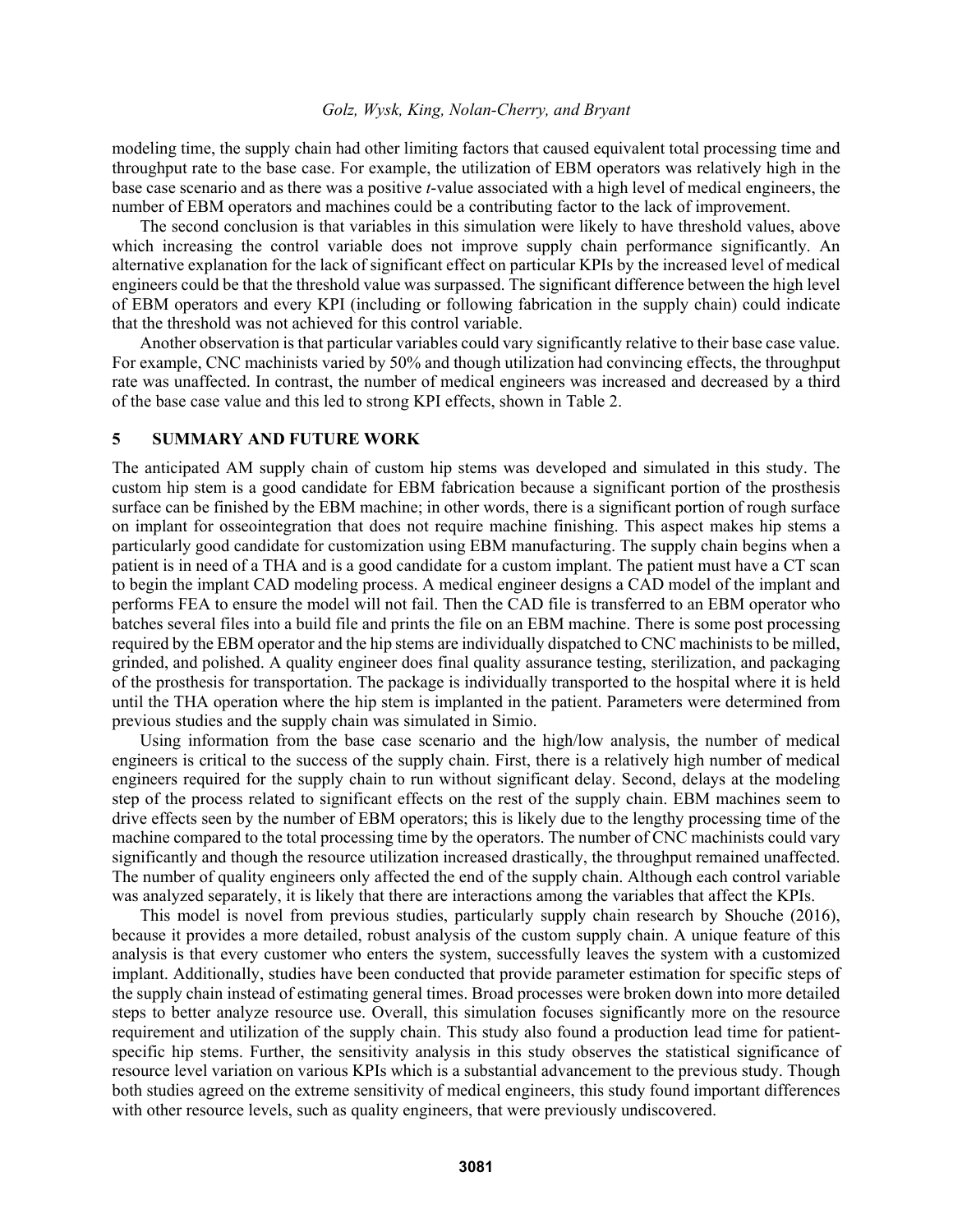modeling time, the supply chain had other limiting factors that caused equivalent total processing time and throughput rate to the base case. For example, the utilization of EBM operators was relatively high in the base case scenario and as there was a positive *t*-value associated with a high level of medical engineers, the number of EBM operators and machines could be a contributing factor to the lack of improvement.

The second conclusion is that variables in this simulation were likely to have threshold values, above which increasing the control variable does not improve supply chain performance significantly. An alternative explanation for the lack of significant effect on particular KPIs by the increased level of medical engineers could be that the threshold value was surpassed. The significant difference between the high level of EBM operators and every KPI (including or following fabrication in the supply chain) could indicate that the threshold was not achieved for this control variable.

Another observation is that particular variables could vary significantly relative to their base case value. For example, CNC machinists varied by 50% and though utilization had convincing effects, the throughput rate was unaffected. In contrast, the number of medical engineers was increased and decreased by a third of the base case value and this led to strong KPI effects, shown in Table 2.

## 5 SUMMARY AND FUTURE WORK

The anticipated AM supply chain of custom hip stems was developed and simulated in this study. The custom hip stem is a good candidate for EBM fabrication because a significant portion of the prosthesis surface can be finished by the EBM machine; in other words, there is a significant portion of rough surface on implant for osseointegration that does not require machine finishing. This aspect makes hip stems a particularly good candidate for customization using EBM manufacturing. The supply chain begins when a patient is in need of a THA and is a good candidate for a custom implant. The patient must have a CT scan to begin the implant CAD modeling process. A medical engineer designs a CAD model of the implant and performs FEA to ensure the model will not fail. Then the CAD file is transferred to an EBM operator who batches several files into a build file and prints the file on an EBM machine. There is some post processing required by the EBM operator and the hip stems are individually dispatched to CNC machinists to be milled, grinded, and polished. A quality engineer does final quality assurance testing, sterilization, and packaging of the prosthesis for transportation. The package is individually transported to the hospital where it is held until the THA operation where the hip stem is implanted in the patient. Parameters were determined from previous studies and the supply chain was simulated in Simio.

Using information from the base case scenario and the high/low analysis, the number of medical engineers is critical to the success of the supply chain. First, there is a relatively high number of medical engineers required for the supply chain to run without significant delay. Second, delays at the modeling step of the process related to significant effects on the rest of the supply chain. EBM machines seem to drive effects seen by the number of EBM operators; this is likely due to the lengthy processing time of the machine compared to the total processing time by the operators. The number of CNC machinists could vary significantly and though the resource utilization increased drastically, the throughput remained unaffected. The number of quality engineers only affected the end of the supply chain. Although each control variable was analyzed separately, it is likely that there are interactions among the variables that affect the KPIs.

This model is novel from previous studies, particularly supply chain research by Shouche (2016), because it provides a more detailed, robust analysis of the custom supply chain. A unique feature of this analysis is that every customer who enters the system, successfully leaves the system with a customized implant. Additionally, studies have been conducted that provide parameter estimation for specific steps of the supply chain instead of estimating general times. Broad processes were broken down into more detailed steps to better analyze resource use. Overall, this simulation focuses significantly more on the resource requirement and utilization of the supply chain. This study also found a production lead time for patient-specific hip stems. Further, the sensitivity analysis in this study observes the statistical significance of resource level variation on various KPIs which is a substantial advancement to the previous study. Though both studies agreed on the extreme sensitivity of medical engineers, this study found important differences with other resource levels, such as quality engineers, that were previously undiscovered.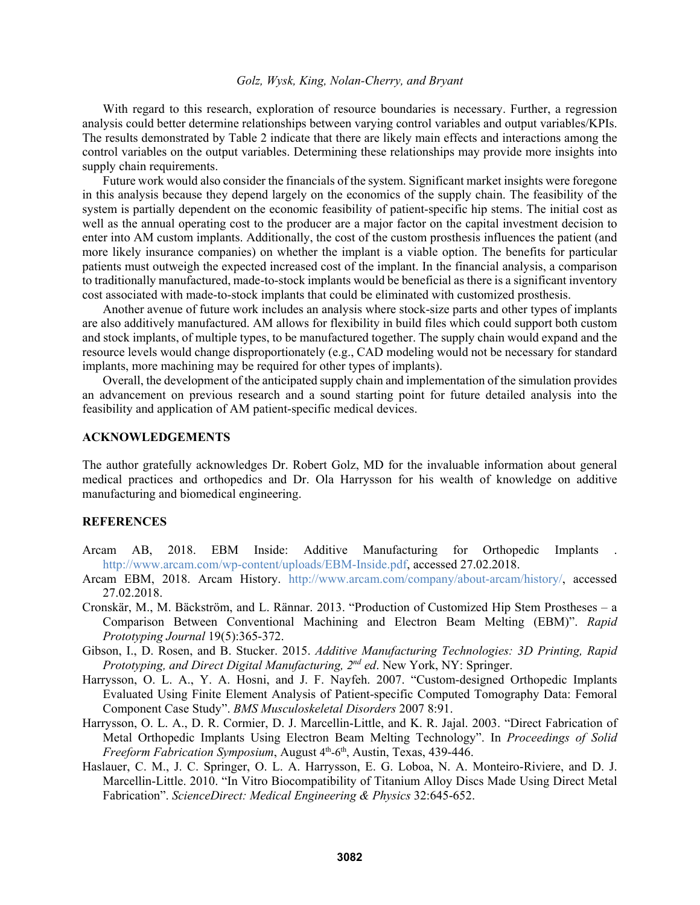With regard to this research, exploration of resource boundaries is necessary. Further, a regression analysis could better determine relationships between varying control variables and output variables/KPIs. The results demonstrated by Table 2 indicate that there are likely main effects and interactions among the control variables on the output variables. Determining these relationships may provide more insights into supply chain requirements.

Future work would also consider the financials of the system. Significant market insights were foregone in this analysis because they depend largely on the economics of the supply chain. The feasibility of the system is partially dependent on the economic feasibility of patient-specific hip stems. The initial cost as well as the annual operating cost to the producer are a major factor on the capital investment decision to enter into AM custom implants. Additionally, the cost of the custom prosthesis influences the patient (and more likely insurance companies) on whether the implant is a viable option. The benefits for particular patients must outweigh the expected increased cost of the implant. In the financial analysis, a comparison to traditionally manufactured, made-to-stock implants would be beneficial as there is a significant inventory cost associated with made-to-stock implants that could be eliminated with customized prosthesis.

Another avenue of future work includes an analysis where stock-size parts and other types of implants are also additively manufactured. AM allows for flexibility in build files which could support both custom and stock implants, of multiple types, to be manufactured together. The supply chain would expand and the resource levels would change disproportionately (e.g., CAD modeling would not be necessary for standard implants, more machining may be required for other types of implants).

Overall, the development of the anticipated supply chain and implementation of the simulation provides an advancement on previous research and a sound starting point for future detailed analysis into the feasibility and application of AM patient-specific medical devices.

## ACKNOWLEDGEMENTS

The author gratefully acknowledges Dr. Robert Golz, MD for the invaluable information about general medical practices and orthopedics and Dr. Ola Harrysson for his wealth of knowledge on additive manufacturing and biomedical engineering.

## REFERENCES

Arcam AB, 2018. EBM Inside: Additive Manufacturing for Orthopedic Implants . http://www.arcam.com/wp-content/uploads/EBM-Inside.pdf, accessed 27.02.2018.

Arcam EBM, 2018. Arcam History. http://www.arcam.com/company/about-arcam/history/, accessed 27.02.2018.

Cronskär, M., M. Bäckström, and L. Rännar. 2013. "Production of Customized Hip Stem Prostheses – a Comparison Between Conventional Machining and Electron Beam Melting (EBM)". *Rapid Prototyping Journal* 19(5):365-372.

Gibson, I., D. Rosen, and B. Stucker. 2015. *Additive Manufacturing Technologies: 3D Printing, Rapid Prototyping, and Direct Digital Manufacturing, 2nd ed*. New York, NY: Springer.

Harrysson, O. L. A., Y. A. Hosni, and J. F. Nayfeh. 2007. "Custom-designed Orthopedic Implants Evaluated Using Finite Element Analysis of Patient-specific Computed Tomography Data: Femoral Component Case Study". *BMS Musculoskeletal Disorders* 2007 8:91.

Harrysson, O. L. A., D. R. Cormier, D. J. Marcellin-Little, and K. R. Jajal. 2003. "Direct Fabrication of Metal Orthopedic Implants Using Electron Beam Melting Technology". In *Proceedings of Solid Freeform Fabrication Symposium*, August 4th-6th, Austin, Texas, 439-446.

Haslauer, C. M., J. C. Springer, O. L. A. Harrysson, E. G. Loboa, N. A. Monteiro-Riviere, and D. J. Marcellin-Little. 2010. "In Vitro Biocompatibility of Titanium Alloy Discs Made Using Direct Metal Fabrication". *ScienceDirect: Medical Engineering & Physics* 32:645-652.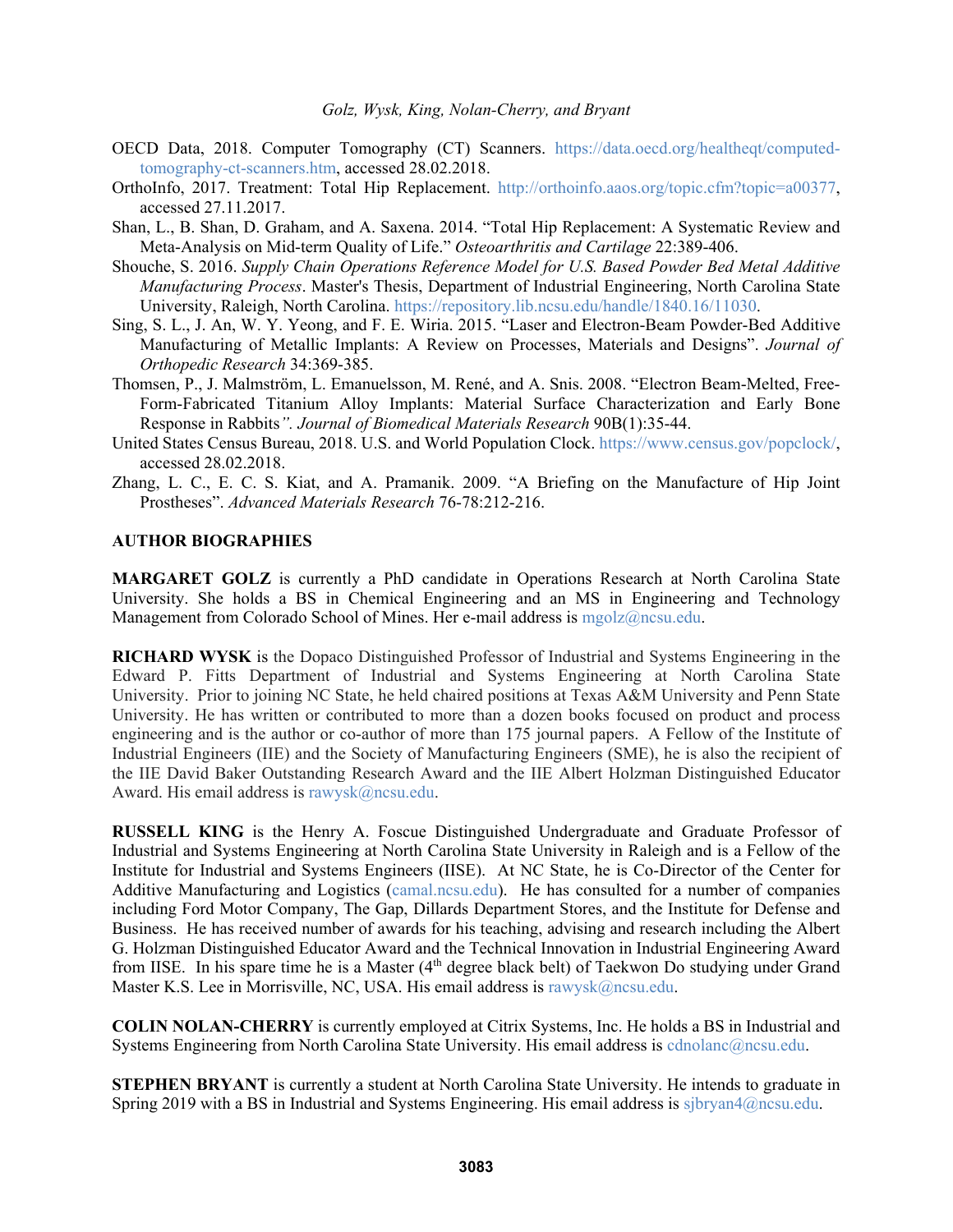OECD Data, 2018. Computer Tomography (CT) Scanners. https://data.oecd.org/healtheqt/computed-tomography-ct-scanners.htm, accessed 28.02.2018.

OrthoInfo, 2017. Treatment: Total Hip Replacement. http://orthoinfo.aaos.org/topic.cfm?topic=a00377, accessed 27.11.2017.

Shan, L., B. Shan, D. Graham, and A. Saxena. 2014. "Total Hip Replacement: A Systematic Review and Meta-Analysis on Mid-term Quality of Life." *Osteoarthritis and Cartilage* 22:389-406.

Shouche, S. 2016. *Supply Chain Operations Reference Model for U.S. Based Powder Bed Metal Additive Manufacturing Process*. Master's Thesis, Department of Industrial Engineering, North Carolina State University, Raleigh, North Carolina. https://repository.lib.ncsu.edu/handle/1840.16/11030.

Sing, S. L., J. An, W. Y. Yeong, and F. E. Wiria. 2015. "Laser and Electron-Beam Powder-Bed Additive Manufacturing of Metallic Implants: A Review on Processes, Materials and Designs". *Journal of Orthopedic Research* 34:369-385.

Thomsen, P., J. Malmström, L. Emanuelsson, M. René, and A. Snis. 2008. "Electron Beam-Melted, Free-Form-Fabricated Titanium Alloy Implants: Material Surface Characterization and Early Bone Response in Rabbits*". Journal of Biomedical Materials Research* 90B(1):35-44.

United States Census Bureau, 2018. U.S. and World Population Clock. https://www.census.gov/popclock/, accessed 28.02.2018.

Zhang, L. C., E. C. S. Kiat, and A. Pramanik. 2009. "A Briefing on the Manufacture of Hip Joint Prostheses". *Advanced Materials Research* 76-78:212-216.

## AUTHOR BIOGRAPHIES

**MARGARET GOLZ** is currently a PhD candidate in Operations Research at North Carolina State University. She holds a BS in Chemical Engineering and an MS in Engineering and Technology Management from Colorado School of Mines. Her e-mail address is mgolz@ncsu.edu.

**RICHARD WYSK** is the Dopaco Distinguished Professor of Industrial and Systems Engineering in the Edward P. Fitts Department of Industrial and Systems Engineering at North Carolina State University. Prior to joining NC State, he held chaired positions at Texas A&M University and Penn State University. He has written or contributed to more than a dozen books focused on product and process engineering and is the author or co-author of more than 175 journal papers. A Fellow of the Institute of Industrial Engineers (IIE) and the Society of Manufacturing Engineers (SME), he is also the recipient of the IIE David Baker Outstanding Research Award and the IIE Albert Holzman Distinguished Educator Award. His email address is rawysk@ncsu.edu.

**RUSSELL KING** is the Henry A. Foscue Distinguished Undergraduate and Graduate Professor of Industrial and Systems Engineering at North Carolina State University in Raleigh and is a Fellow of the Institute for Industrial and Systems Engineers (IISE). At NC State, he is Co-Director of the Center for Additive Manufacturing and Logistics (camal.ncsu.edu). He has consulted for a number of companies including Ford Motor Company, The Gap, Dillards Department Stores, and the Institute for Defense and Business. He has received number of awards for his teaching, advising and research including the Albert G. Holzman Distinguished Educator Award and the Technical Innovation in Industrial Engineering Award from IISE. In his spare time he is a Master (4th degree black belt) of Taekwon Do studying under Grand Master K.S. Lee in Morrisville, NC, USA. His email address is rawysk@ncsu.edu.

**COLIN NOLAN-CHERRY** is currently employed at Citrix Systems, Inc. He holds a BS in Industrial and Systems Engineering from North Carolina State University. His email address is cdnolanc@ncsu.edu.

**STEPHEN BRYANT** is currently a student at North Carolina State University. He intends to graduate in Spring 2019 with a BS in Industrial and Systems Engineering. His email address is sjbryan4@ncsu.edu.